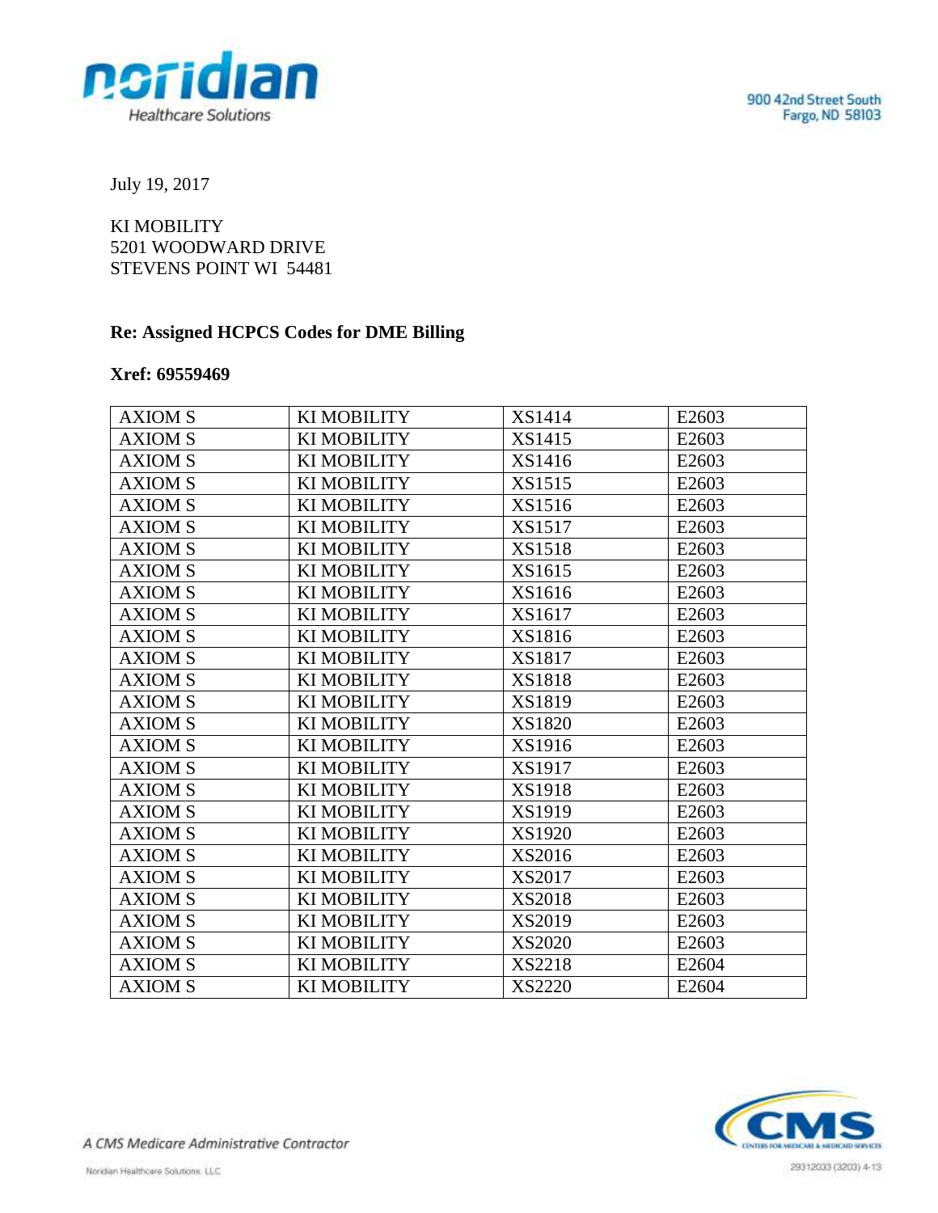900 42nd Street South
Fargo, ND 58103

July 19, 2017

KI MOBILITY
5201 WOODWARD DRIVE
STEVENS POINT WI 54481

**Re: Assigned HCPCS Codes for DME Billing**

**Xref: 69559469**

| | | | |
|---|---|---|---|
| AXIOM S | KI MOBILITY | XS1414 | E2603 |
| AXIOM S | KI MOBILITY | XS1415 | E2603 |
| AXIOM S | KI MOBILITY | XS1416 | E2603 |
| AXIOM S | KI MOBILITY | XS1515 | E2603 |
| AXIOM S | KI MOBILITY | XS1516 | E2603 |
| AXIOM S | KI MOBILITY | XS1517 | E2603 |
| AXIOM S | KI MOBILITY | XS1518 | E2603 |
| AXIOM S | KI MOBILITY | XS1615 | E2603 |
| AXIOM S | KI MOBILITY | XS1616 | E2603 |
| AXIOM S | KI MOBILITY | XS1617 | E2603 |
| AXIOM S | KI MOBILITY | XS1816 | E2603 |
| AXIOM S | KI MOBILITY | XS1817 | E2603 |
| AXIOM S | KI MOBILITY | XS1818 | E2603 |
| AXIOM S | KI MOBILITY | XS1819 | E2603 |
| AXIOM S | KI MOBILITY | XS1820 | E2603 |
| AXIOM S | KI MOBILITY | XS1916 | E2603 |
| AXIOM S | KI MOBILITY | XS1917 | E2603 |
| AXIOM S | KI MOBILITY | XS1918 | E2603 |
| AXIOM S | KI MOBILITY | XS1919 | E2603 |
| AXIOM S | KI MOBILITY | XS1920 | E2603 |
| AXIOM S | KI MOBILITY | XS2016 | E2603 |
| AXIOM S | KI MOBILITY | XS2017 | E2603 |
| AXIOM S | KI MOBILITY | XS2018 | E2603 |
| AXIOM S | KI MOBILITY | XS2019 | E2603 |
| AXIOM S | KI MOBILITY | XS2020 | E2603 |
| AXIOM S | KI MOBILITY | XS2218 | E2604 |
| AXIOM S | KI MOBILITY | XS2220 | E2604 |

*A CMS Medicare Administrative Contractor*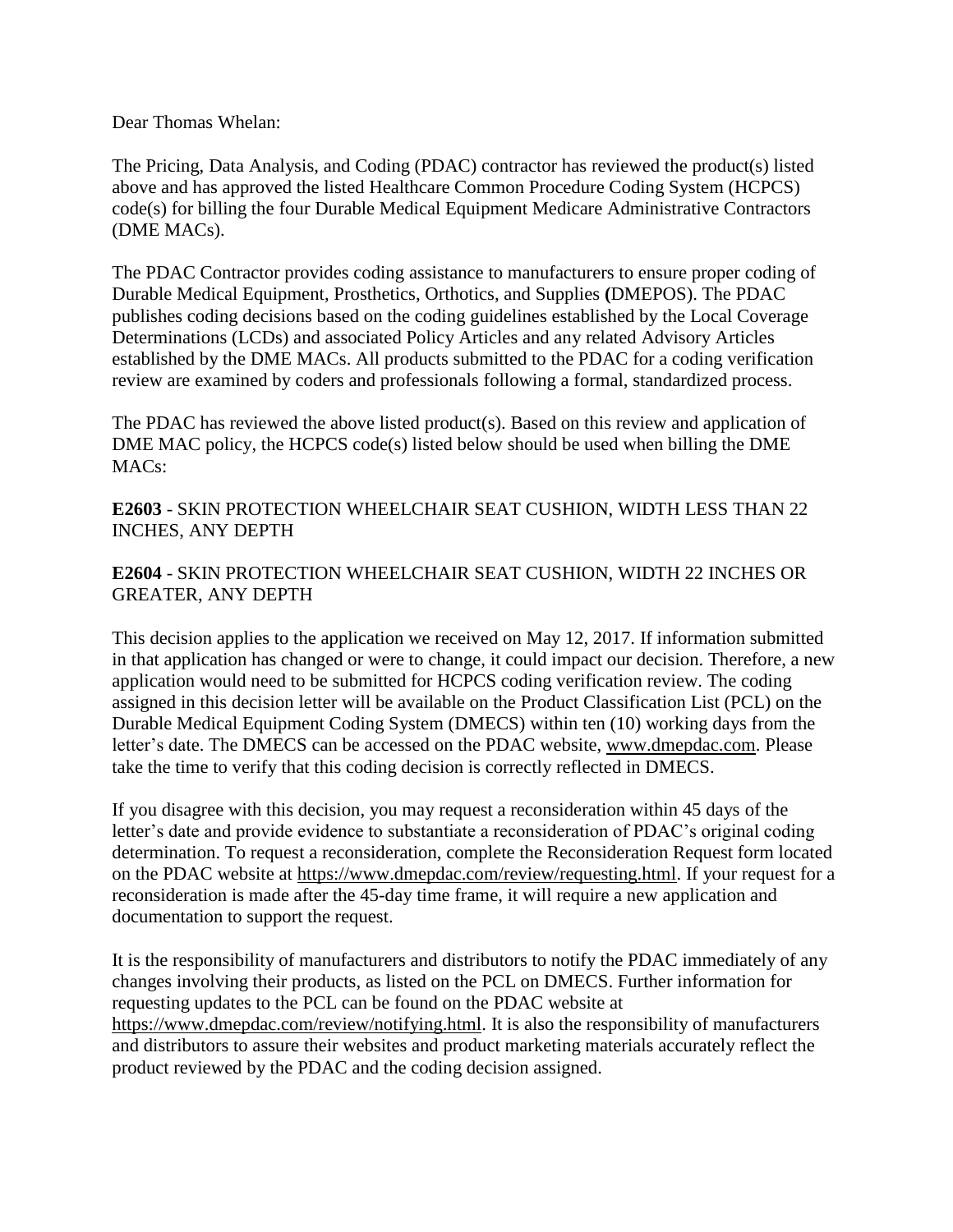Dear Thomas Whelan:

The Pricing, Data Analysis, and Coding (PDAC) contractor has reviewed the product(s) listed above and has approved the listed Healthcare Common Procedure Coding System (HCPCS) code(s) for billing the four Durable Medical Equipment Medicare Administrative Contractors (DME MACs).

The PDAC Contractor provides coding assistance to manufacturers to ensure proper coding of Durable Medical Equipment, Prosthetics, Orthotics, and Supplies **(**DMEPOS). The PDAC publishes coding decisions based on the coding guidelines established by the Local Coverage Determinations (LCDs) and associated Policy Articles and any related Advisory Articles established by the DME MACs. All products submitted to the PDAC for a coding verification review are examined by coders and professionals following a formal, standardized process.

The PDAC has reviewed the above listed product(s). Based on this review and application of DME MAC policy, the HCPCS code(s) listed below should be used when billing the DME MACs:

**E2603** - SKIN PROTECTION WHEELCHAIR SEAT CUSHION, WIDTH LESS THAN 22 INCHES, ANY DEPTH

**E2604** - SKIN PROTECTION WHEELCHAIR SEAT CUSHION, WIDTH 22 INCHES OR GREATER, ANY DEPTH

This decision applies to the application we received on May 12, 2017. If information submitted in that application has changed or were to change, it could impact our decision. Therefore, a new application would need to be submitted for HCPCS coding verification review. The coding assigned in this decision letter will be available on the Product Classification List (PCL) on the Durable Medical Equipment Coding System (DMECS) within ten (10) working days from the letter's date. The DMECS can be accessed on the PDAC website, www.dmepdac.com. Please take the time to verify that this coding decision is correctly reflected in DMECS.

If you disagree with this decision, you may request a reconsideration within 45 days of the letter's date and provide evidence to substantiate a reconsideration of PDAC's original coding determination. To request a reconsideration, complete the Reconsideration Request form located on the PDAC website at https://www.dmepdac.com/review/requesting.html. If your request for a reconsideration is made after the 45-day time frame, it will require a new application and documentation to support the request.

It is the responsibility of manufacturers and distributors to notify the PDAC immediately of any changes involving their products, as listed on the PCL on DMECS. Further information for requesting updates to the PCL can be found on the PDAC website at https://www.dmepdac.com/review/notifying.html. It is also the responsibility of manufacturers and distributors to assure their websites and product marketing materials accurately reflect the product reviewed by the PDAC and the coding decision assigned.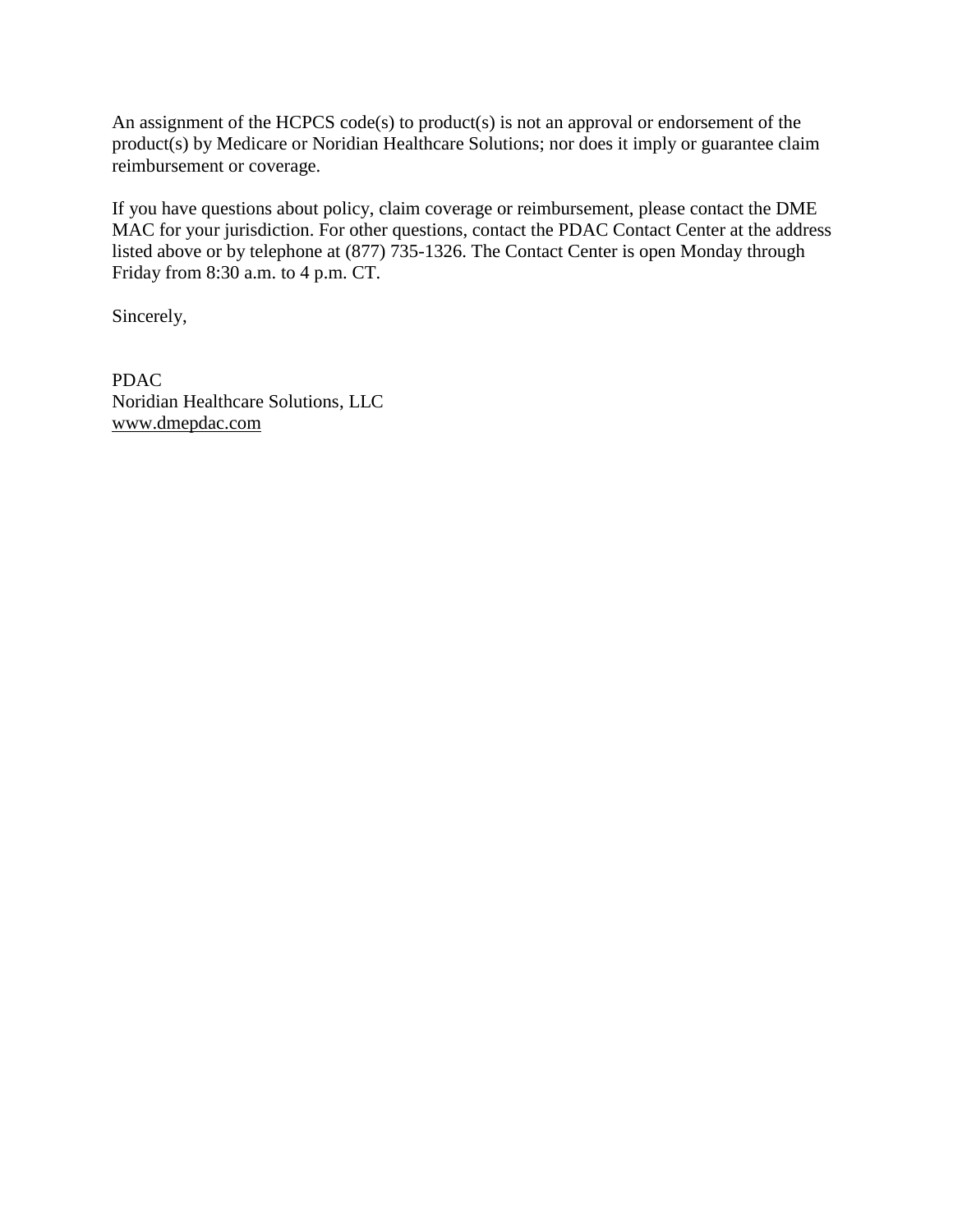An assignment of the HCPCS code(s) to product(s) is not an approval or endorsement of the product(s) by Medicare or Noridian Healthcare Solutions; nor does it imply or guarantee claim reimbursement or coverage.

If you have questions about policy, claim coverage or reimbursement, please contact the DME MAC for your jurisdiction. For other questions, contact the PDAC Contact Center at the address listed above or by telephone at (877) 735-1326. The Contact Center is open Monday through Friday from 8:30 a.m. to 4 p.m. CT.

Sincerely,

PDAC
Noridian Healthcare Solutions, LLC
www.dmepdac.com